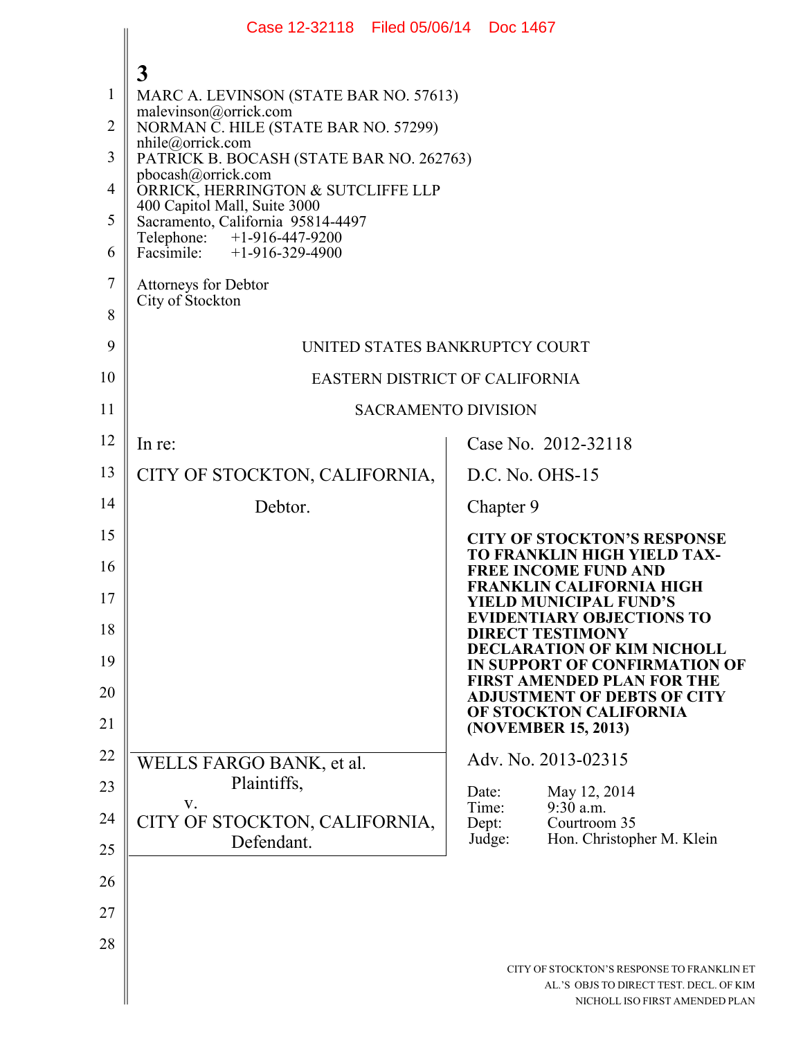3

MARC A. LEVINSON (STATE BAR NO. 57613)
malevinson@orrick.com
NORMAN C. HILE (STATE BAR NO. 57299)
nhile@orrick.com
PATRICK B. BOCASH (STATE BAR NO. 262763)
pbocash@orrick.com
ORRICK, HERRINGTON & SUTCLIFFE LLP
400 Capitol Mall, Suite 3000
Sacramento, California 95814-4497
Telephone: +1-916-447-9200
Facsimile: +1-916-329-4900

Attorneys for Debtor
City of Stockton

UNITED STATES BANKRUPTCY COURT

EASTERN DISTRICT OF CALIFORNIA

SACRAMENTO DIVISION

In re:

CITY OF STOCKTON, CALIFORNIA,

Debtor.

Case No. 2012-32118

D.C. No. OHS-15

Chapter 9

**CITY OF STOCKTON'S RESPONSE TO FRANKLIN HIGH YIELD TAX-FREE INCOME FUND AND FRANKLIN CALIFORNIA HIGH YIELD MUNICIPAL FUND'S EVIDENTIARY OBJECTIONS TO DIRECT TESTIMONY DECLARATION OF KIM NICHOLL IN SUPPORT OF CONFIRMATION OF FIRST AMENDED PLAN FOR THE ADJUSTMENT OF DEBTS OF CITY OF STOCKTON CALIFORNIA (NOVEMBER 15, 2013)**

WELLS FARGO BANK, et al.
Plaintiffs,
v.
CITY OF STOCKTON, CALIFORNIA,
Defendant.

Adv. No. 2013-02315

Date: May 12, 2014
Time: 9:30 a.m.
Dept: Courtroom 35
Judge: Hon. Christopher M. Klein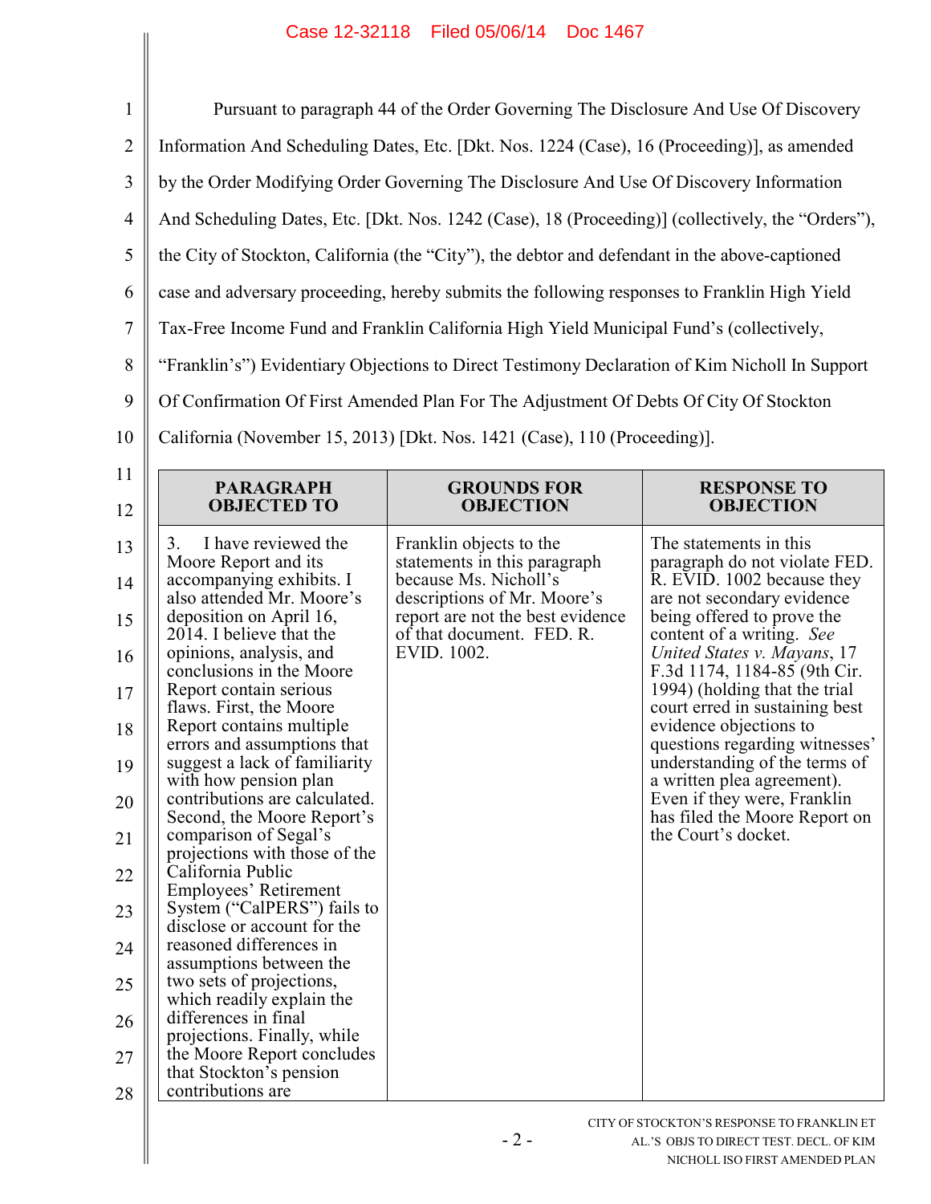Pursuant to paragraph 44 of the Order Governing The Disclosure And Use Of Discovery Information And Scheduling Dates, Etc. [Dkt. Nos. 1224 (Case), 16 (Proceeding)], as amended by the Order Modifying Order Governing The Disclosure And Use Of Discovery Information And Scheduling Dates, Etc. [Dkt. Nos. 1242 (Case), 18 (Proceeding)] (collectively, the "Orders"), the City of Stockton, California (the "City"), the debtor and defendant in the above-captioned case and adversary proceeding, hereby submits the following responses to Franklin High Yield Tax-Free Income Fund and Franklin California High Yield Municipal Fund's (collectively, "Franklin's") Evidentiary Objections to Direct Testimony Declaration of Kim Nicholl In Support Of Confirmation Of First Amended Plan For The Adjustment Of Debts Of City Of Stockton California (November 15, 2013) [Dkt. Nos. 1421 (Case), 110 (Proceeding)].

| PARAGRAPH OBJECTED TO | GROUNDS FOR OBJECTION | RESPONSE TO OBJECTION |
|---|---|---|
| 3. I have reviewed the Moore Report and its accompanying exhibits. I also attended Mr. Moore's deposition on April 16, 2014. I believe that the opinions, analysis, and conclusions in the Moore Report contain serious flaws. First, the Moore Report contains multiple errors and assumptions that suggest a lack of familiarity with how pension plan contributions are calculated. Second, the Moore Report's comparison of Segal's projections with those of the California Public Employees' Retirement System ("CalPERS") fails to disclose or account for the reasoned differences in assumptions between the two sets of projections, which readily explain the differences in final projections. Finally, while the Moore Report concludes that Stockton's pension contributions are | Franklin objects to the statements in this paragraph because Ms. Nicholl's descriptions of Mr. Moore's report are not the best evidence of that document. FED. R. EVID. 1002. | The statements in this paragraph do not violate FED. R. EVID. 1002 because they are not secondary evidence being offered to prove the content of a writing. *See United States v. Mayans*, 17 F.3d 1174, 1184-85 (9th Cir. 1994) (holding that the trial court erred in sustaining best evidence objections to questions regarding witnesses' understanding of the terms of a written plea agreement). Even if they were, Franklin has filed the Moore Report on the Court's docket. |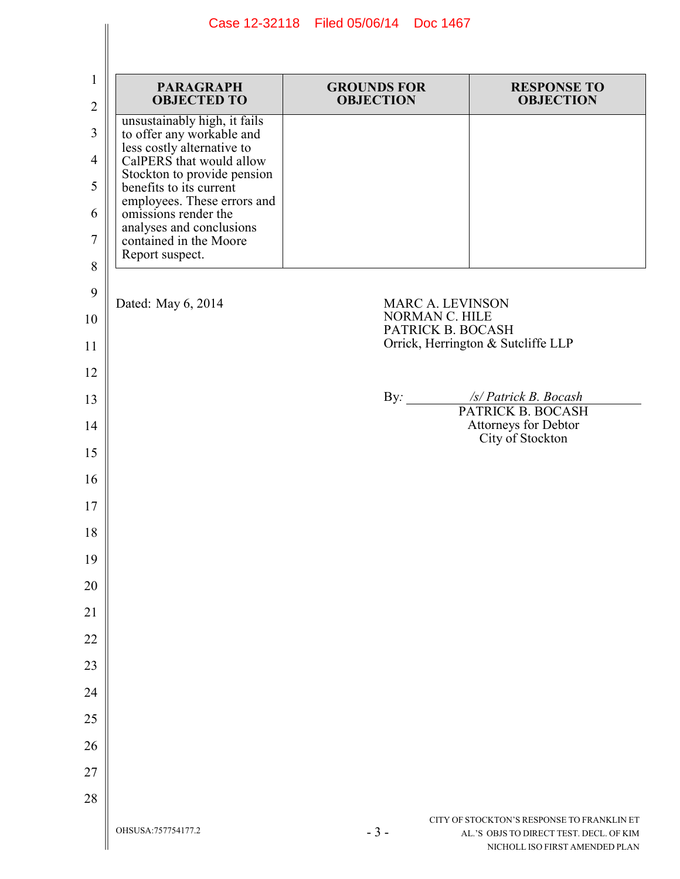| PARAGRAPH OBJECTED TO | GROUNDS FOR OBJECTION | RESPONSE TO OBJECTION |
|---|---|---|
| unsustainably high, it fails to offer any workable and less costly alternative to CalPERS that would allow Stockton to provide pension benefits to its current employees. These errors and omissions render the analyses and conclusions contained in the Moore Report suspect. | | |

Dated: May 6, 2014

MARC A. LEVINSON
NORMAN C. HILE
PATRICK B. BOCASH
Orrick, Herrington & Sutcliffe LLP

By: */s/ Patrick B. Bocash*
PATRICK B. BOCASH
Attorneys for Debtor
City of Stockton

OHSUSA:757754177.2

CITY OF STOCKTON'S RESPONSE TO FRANKLIN ET AL.'S OBJS TO DIRECT TEST. DECL. OF KIM NICHOLL ISO FIRST AMENDED PLAN